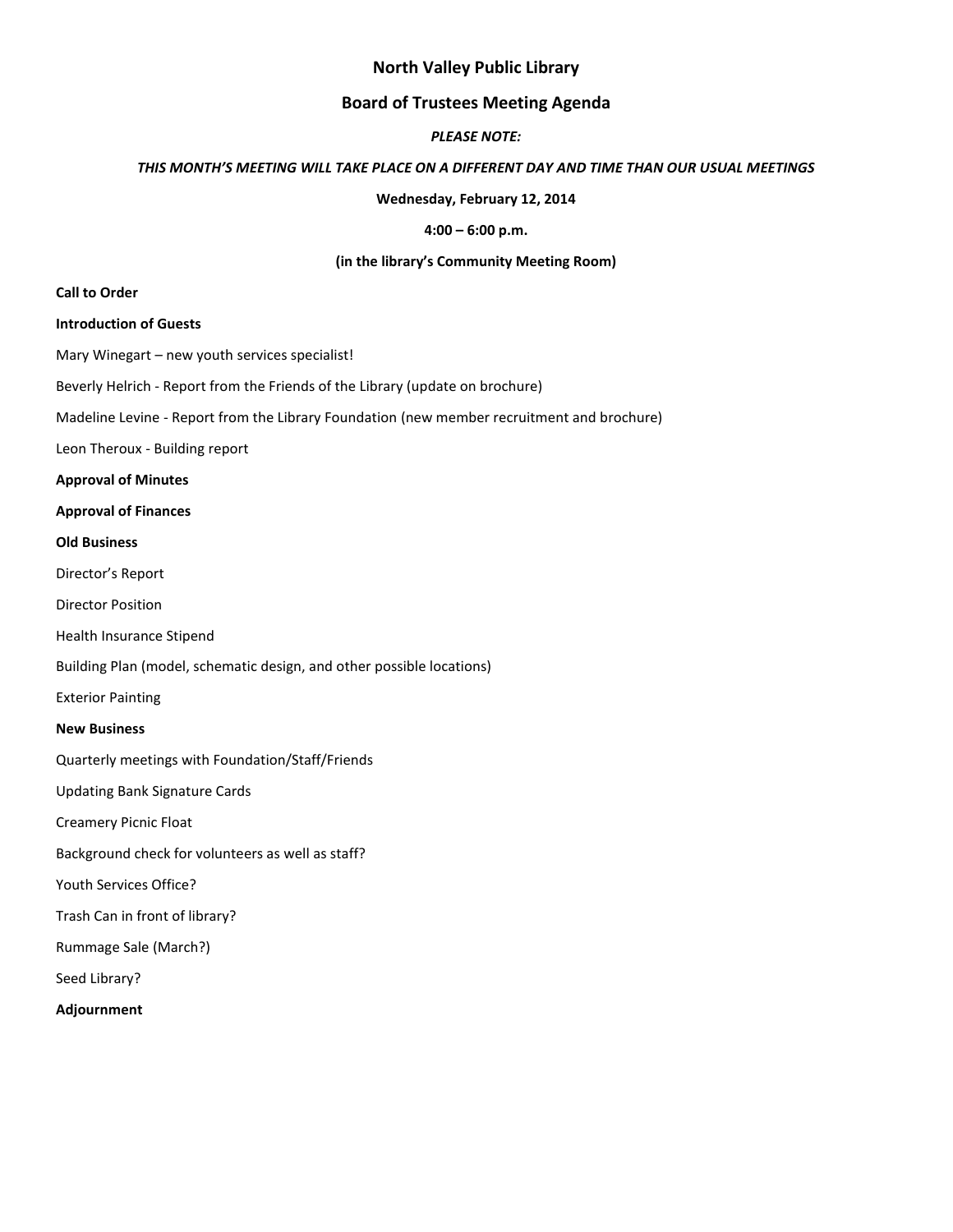# North Valley Public Library

## Board of Trustees Meeting Agenda

***PLEASE NOTE:***

***THIS MONTH'S MEETING WILL TAKE PLACE ON A DIFFERENT DAY AND TIME THAN OUR USUAL MEETINGS***

**Wednesday, February 12, 2014**

**4:00 – 6:00 p.m.**

**(in the library's Community Meeting Room)**

**Call to Order**

**Introduction of Guests**

Mary Winegart – new youth services specialist!

Beverly Helrich - Report from the Friends of the Library (update on brochure)

Madeline Levine - Report from the Library Foundation (new member recruitment and brochure)

Leon Theroux - Building report

**Approval of Minutes**

**Approval of Finances**

**Old Business**

Director's Report

Director Position

Health Insurance Stipend

Building Plan (model, schematic design, and other possible locations)

Exterior Painting

**New Business**

Quarterly meetings with Foundation/Staff/Friends

Updating Bank Signature Cards

Creamery Picnic Float

Background check for volunteers as well as staff?

Youth Services Office?

Trash Can in front of library?

Rummage Sale (March?)

Seed Library?

**Adjournment**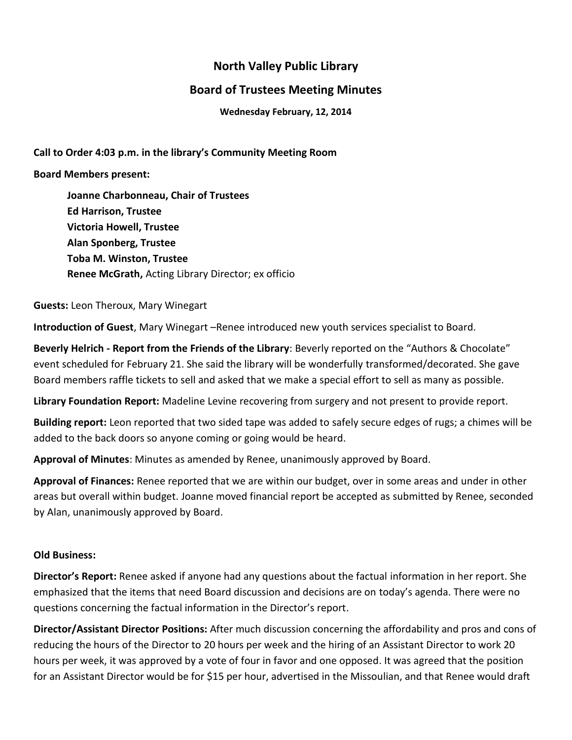# North Valley Public Library

## Board of Trustees Meeting Minutes

**Wednesday February, 12, 2014**

**Call to Order 4:03 p.m. in the library's Community Meeting Room**

**Board Members present:**

> **Joanne Charbonneau, Chair of Trustees**
> **Ed Harrison, Trustee**
> **Victoria Howell, Trustee**
> **Alan Sponberg, Trustee**
> **Toba M. Winston, Trustee**
> **Renee McGrath,** Acting Library Director; ex officio

**Guests:** Leon Theroux, Mary Winegart

**Introduction of Guest**, Mary Winegart –Renee introduced new youth services specialist to Board.

**Beverly Helrich - Report from the Friends of the Library**: Beverly reported on the "Authors & Chocolate" event scheduled for February 21. She said the library will be wonderfully transformed/decorated. She gave Board members raffle tickets to sell and asked that we make a special effort to sell as many as possible.

**Library Foundation Report:** Madeline Levine recovering from surgery and not present to provide report.

**Building report:** Leon reported that two sided tape was added to safely secure edges of rugs; a chimes will be added to the back doors so anyone coming or going would be heard.

**Approval of Minutes**: Minutes as amended by Renee, unanimously approved by Board.

**Approval of Finances:** Renee reported that we are within our budget, over in some areas and under in other areas but overall within budget. Joanne moved financial report be accepted as submitted by Renee, seconded by Alan, unanimously approved by Board.

**Old Business:**

**Director's Report:** Renee asked if anyone had any questions about the factual information in her report. She emphasized that the items that need Board discussion and decisions are on today's agenda. There were no questions concerning the factual information in the Director's report.

**Director/Assistant Director Positions:** After much discussion concerning the affordability and pros and cons of reducing the hours of the Director to 20 hours per week and the hiring of an Assistant Director to work 20 hours per week, it was approved by a vote of four in favor and one opposed. It was agreed that the position for an Assistant Director would be for $15 per hour, advertised in the Missoulian, and that Renee would draft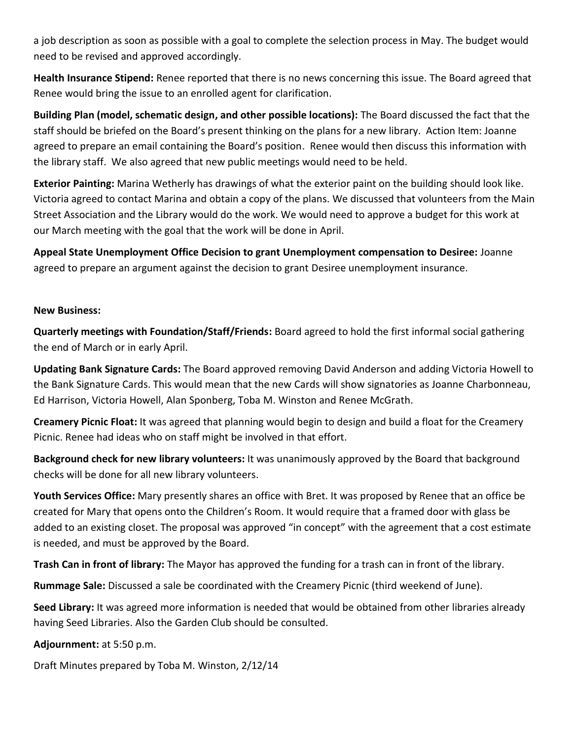a job description as soon as possible with a goal to complete the selection process in May. The budget would need to be revised and approved accordingly.

**Health Insurance Stipend:** Renee reported that there is no news concerning this issue. The Board agreed that Renee would bring the issue to an enrolled agent for clarification.

**Building Plan (model, schematic design, and other possible locations):** The Board discussed the fact that the staff should be briefed on the Board's present thinking on the plans for a new library. Action Item: Joanne agreed to prepare an email containing the Board's position. Renee would then discuss this information with the library staff. We also agreed that new public meetings would need to be held.

**Exterior Painting:** Marina Wetherly has drawings of what the exterior paint on the building should look like. Victoria agreed to contact Marina and obtain a copy of the plans. We discussed that volunteers from the Main Street Association and the Library would do the work. We would need to approve a budget for this work at our March meeting with the goal that the work will be done in April.

**Appeal State Unemployment Office Decision to grant Unemployment compensation to Desiree:** Joanne agreed to prepare an argument against the decision to grant Desiree unemployment insurance.

**New Business:**

**Quarterly meetings with Foundation/Staff/Friends:** Board agreed to hold the first informal social gathering the end of March or in early April.

**Updating Bank Signature Cards:** The Board approved removing David Anderson and adding Victoria Howell to the Bank Signature Cards. This would mean that the new Cards will show signatories as Joanne Charbonneau, Ed Harrison, Victoria Howell, Alan Sponberg, Toba M. Winston and Renee McGrath.

**Creamery Picnic Float:** It was agreed that planning would begin to design and build a float for the Creamery Picnic. Renee had ideas who on staff might be involved in that effort.

**Background check for new library volunteers:** It was unanimously approved by the Board that background checks will be done for all new library volunteers.

**Youth Services Office:** Mary presently shares an office with Bret. It was proposed by Renee that an office be created for Mary that opens onto the Children's Room. It would require that a framed door with glass be added to an existing closet. The proposal was approved "in concept" with the agreement that a cost estimate is needed, and must be approved by the Board.

**Trash Can in front of library:** The Mayor has approved the funding for a trash can in front of the library.

**Rummage Sale:** Discussed a sale be coordinated with the Creamery Picnic (third weekend of June).

**Seed Library:** It was agreed more information is needed that would be obtained from other libraries already having Seed Libraries. Also the Garden Club should be consulted.

**Adjournment:** at 5:50 p.m.

Draft Minutes prepared by Toba M. Winston, 2/12/14